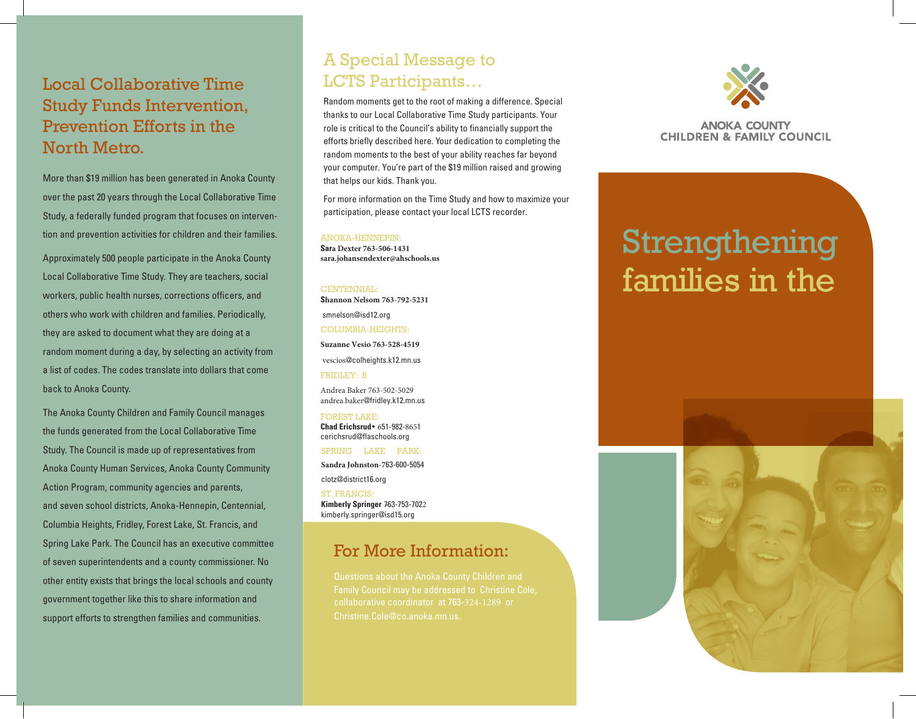## Local Collaborative Time Study Funds Intervention, Prevention Efforts in the North Metro.

More than $19 million has been generated in Anoka County over the past 20 years through the Local Collaborative Time Study, a federally funded program that focuses on intervention and prevention activities for children and their families.

Approximately 500 people participate in the Anoka County Local Collaborative Time Study. They are teachers, social workers, public health nurses, corrections officers, and others who work with children and families. Periodically, they are asked to document what they are doing at a random moment during a day, by selecting an activity from a list of codes. The codes translate into dollars that come back to Anoka County.

The Anoka County Children and Family Council manages the funds generated from the Local Collaborative Time Study. The Council is made up of representatives from Anoka County Human Services, Anoka County Community Action Program, community agencies and parents, and seven school districts, Anoka-Hennepin, Centennial, Columbia Heights, Fridley, Forest Lake, St. Francis, and Spring Lake Park. The Council has an executive committee of seven superintendents and a county commissioner. No other entity exists that brings the local schools and county government together like this to share information and support efforts to strengthen families and communities.

## A Special Message to LCTS Participants…

Random moments get to the root of making a difference. Special thanks to our Local Collaborative Time Study participants. Your role is critical to the Council's ability to financially support the efforts briefly described here. Your dedication to completing the random moments to the best of your ability reaches far beyond your computer. You're part of the $19 million raised and growing that helps our kids. Thank you.

For more information on the Time Study and how to maximize your participation, please contact your local LCTS recorder.

ANOKA-HENNEPIN:
**Sara Dexter 763-506-1431**
**sara.johansendexter@ahschools.us**

CENTENNIAL:
**Shannon Nelsom 763-792-5231**
smnelson@isd12.org

COLUMBIA-HEIGHTS:
**Suzanne Vesio 763-528-4519**
vescios@colheights.k12.mn.us

FRIDLEY: B
Andrea Baker 763-502-5029
andrea.baker@fridley.k12.mn.us

FOREST LAKE:
**Chad Erichsrud**• 651-982-8651
cerichsrud@flaschools.org

SPRING LAKE PARK:
**Sandra Johnston**-763-600-5054
clotz@district16.org

ST. FRANCIS:
**Kimberly Springer** 763-753-7022
kimberly.springer@isd15.org

## For More Information:

Questions about the Anoka County Children and Family Council may be addressed to Christine Cole, collaborative coordinator at 763-324-1289 or Christine.Cole@co.anoka.mn.us.

ANOKA COUNTY
CHILDREN & FAMILY COUNCIL

# Strengthening families in the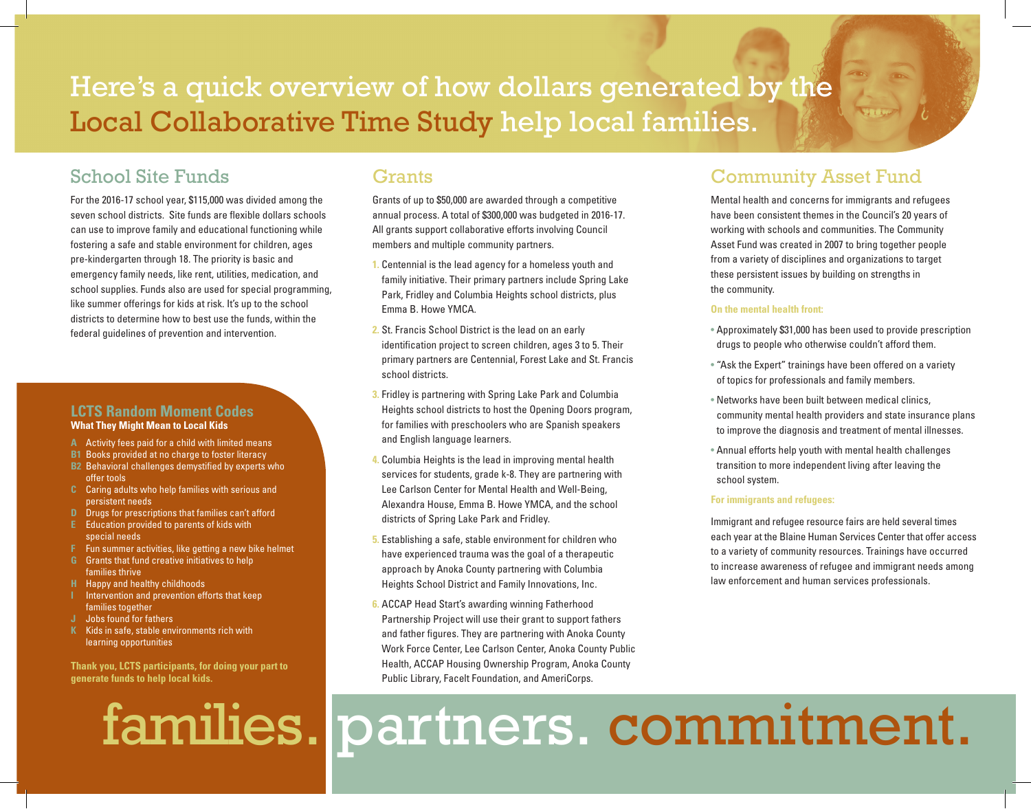# Here's a quick overview of how dollars generated by the Local Collaborative Time Study help local families.

## School Site Funds

For the 2016-17 school year, $115,000 was divided among the seven school districts. Site funds are flexible dollars schools can use to improve family and educational functioning while fostering a safe and stable environment for children, ages pre-kindergarten through 18. The priority is basic and emergency family needs, like rent, utilities, medication, and school supplies. Funds also are used for special programming, like summer offerings for kids at risk. It's up to the school districts to determine how to best use the funds, within the federal guidelines of prevention and intervention.

### LCTS Random Moment Codes

**What They Might Mean to Local Kids**

- **A** Activity fees paid for a child with limited means
- **B1** Books provided at no charge to foster literacy
- **B2** Behavioral challenges demystified by experts who offer tools
- **C** Caring adults who help families with serious and persistent needs
- **D** Drugs for prescriptions that families can't afford
- **E** Education provided to parents of kids with special needs
- **F** Fun summer activities, like getting a new bike helmet
- **G** Grants that fund creative initiatives to help families thrive
- **H** Happy and healthy childhoods
- **I** Intervention and prevention efforts that keep families together
- **J** Jobs found for fathers
- **K** Kids in safe, stable environments rich with learning opportunities

**Thank you, LCTS participants, for doing your part to generate funds to help local kids.**

## Grants

Grants of up to $50,000 are awarded through a competitive annual process. A total of $300,000 was budgeted in 2016-17. All grants support collaborative efforts involving Council members and multiple community partners.

1. Centennial is the lead agency for a homeless youth and family initiative. Their primary partners include Spring Lake Park, Fridley and Columbia Heights school districts, plus Emma B. Howe YMCA.
2. St. Francis School District is the lead on an early identification project to screen children, ages 3 to 5. Their primary partners are Centennial, Forest Lake and St. Francis school districts.
3. Fridley is partnering with Spring Lake Park and Columbia Heights school districts to host the Opening Doors program, for families with preschoolers who are Spanish speakers and English language learners.
4. Columbia Heights is the lead in improving mental health services for students, grade k-8. They are partnering with Lee Carlson Center for Mental Health and Well-Being, Alexandra House, Emma B. Howe YMCA, and the school districts of Spring Lake Park and Fridley.
5. Establishing a safe, stable environment for children who have experienced trauma was the goal of a therapeutic approach by Anoka County partnering with Columbia Heights School District and Family Innovations, Inc.
6. ACCAP Head Start's awarding winning Fatherhood Partnership Project will use their grant to support fathers and father figures. They are partnering with Anoka County Work Force Center, Lee Carlson Center, Anoka County Public Health, ACCAP Housing Ownership Program, Anoka County Public Library, FaceIt Foundation, and AmeriCorps.

## Community Asset Fund

Mental health and concerns for immigrants and refugees have been consistent themes in the Council's 20 years of working with schools and communities. The Community Asset Fund was created in 2007 to bring together people from a variety of disciplines and organizations to target these persistent issues by building on strengths in the community.

**On the mental health front:**

- Approximately $31,000 has been used to provide prescription drugs to people who otherwise couldn't afford them.
- "Ask the Expert" trainings have been offered on a variety of topics for professionals and family members.
- Networks have been built between medical clinics, community mental health providers and state insurance plans to improve the diagnosis and treatment of mental illnesses.
- Annual efforts help youth with mental health challenges transition to more independent living after leaving the school system.

**For immigrants and refugees:**

Immigrant and refugee resource fairs are held several times each year at the Blaine Human Services Center that offer access to a variety of community resources. Trainings have occurred to increase awareness of refugee and immigrant needs among law enforcement and human services professionals.

families. partners. commitment.